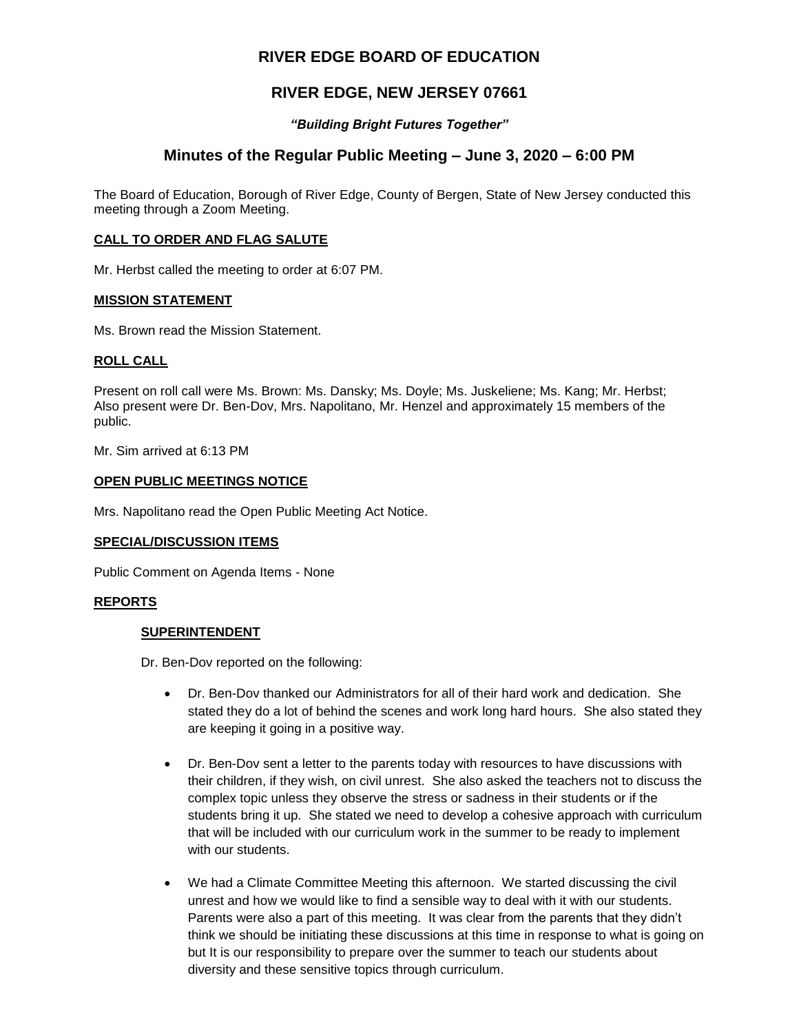# RIVER EDGE BOARD OF EDUCATION

## RIVER EDGE, NEW JERSEY 07661

***"Building Bright Futures Together"***

## Minutes of the Regular Public Meeting – June 3, 2020 – 6:00 PM

The Board of Education, Borough of River Edge, County of Bergen, State of New Jersey conducted this meeting through a Zoom Meeting.

**CALL TO ORDER AND FLAG SALUTE**

Mr. Herbst called the meeting to order at 6:07 PM.

**MISSION STATEMENT**

Ms. Brown read the Mission Statement.

**ROLL CALL**

Present on roll call were Ms. Brown: Ms. Dansky; Ms. Doyle; Ms. Juskeliene; Ms. Kang; Mr. Herbst; Also present were Dr. Ben-Dov, Mrs. Napolitano, Mr. Henzel and approximately 15 members of the public.

Mr. Sim arrived at 6:13 PM

**OPEN PUBLIC MEETINGS NOTICE**

Mrs. Napolitano read the Open Public Meeting Act Notice.

**SPECIAL/DISCUSSION ITEMS**

Public Comment on Agenda Items - None

**REPORTS**

**SUPERINTENDENT**

Dr. Ben-Dov reported on the following:

- Dr. Ben-Dov thanked our Administrators for all of their hard work and dedication. She stated they do a lot of behind the scenes and work long hard hours. She also stated they are keeping it going in a positive way.
- Dr. Ben-Dov sent a letter to the parents today with resources to have discussions with their children, if they wish, on civil unrest. She also asked the teachers not to discuss the complex topic unless they observe the stress or sadness in their students or if the students bring it up. She stated we need to develop a cohesive approach with curriculum that will be included with our curriculum work in the summer to be ready to implement with our students.
- We had a Climate Committee Meeting this afternoon. We started discussing the civil unrest and how we would like to find a sensible way to deal with it with our students. Parents were also a part of this meeting. It was clear from the parents that they didn't think we should be initiating these discussions at this time in response to what is going on but It is our responsibility to prepare over the summer to teach our students about diversity and these sensitive topics through curriculum.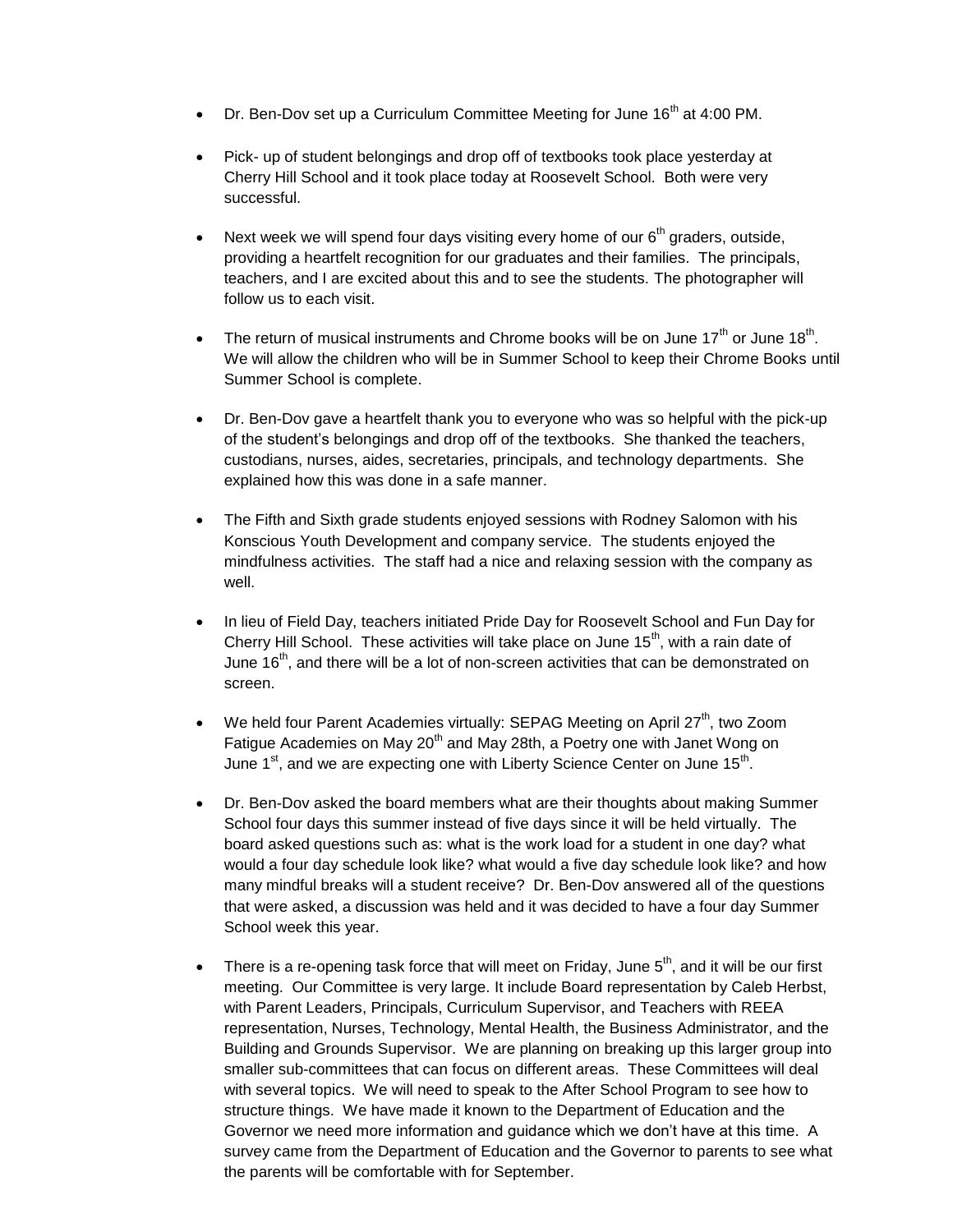- Dr. Ben-Dov set up a Curriculum Committee Meeting for June 16th at 4:00 PM.

- Pick- up of student belongings and drop off of textbooks took place yesterday at Cherry Hill School and it took place today at Roosevelt School. Both were very successful.

- Next week we will spend four days visiting every home of our 6th graders, outside, providing a heartfelt recognition for our graduates and their families. The principals, teachers, and I are excited about this and to see the students. The photographer will follow us to each visit.

- The return of musical instruments and Chrome books will be on June 17th or June 18th. We will allow the children who will be in Summer School to keep their Chrome Books until Summer School is complete.

- Dr. Ben-Dov gave a heartfelt thank you to everyone who was so helpful with the pick-up of the student's belongings and drop off of the textbooks. She thanked the teachers, custodians, nurses, aides, secretaries, principals, and technology departments. She explained how this was done in a safe manner.

- The Fifth and Sixth grade students enjoyed sessions with Rodney Salomon with his Konscious Youth Development and company service. The students enjoyed the mindfulness activities. The staff had a nice and relaxing session with the company as well.

- In lieu of Field Day, teachers initiated Pride Day for Roosevelt School and Fun Day for Cherry Hill School. These activities will take place on June 15th, with a rain date of June 16th, and there will be a lot of non-screen activities that can be demonstrated on screen.

- We held four Parent Academies virtually: SEPAG Meeting on April 27th, two Zoom Fatigue Academies on May 20th and May 28th, a Poetry one with Janet Wong on June 1st, and we are expecting one with Liberty Science Center on June 15th.

- Dr. Ben-Dov asked the board members what are their thoughts about making Summer School four days this summer instead of five days since it will be held virtually. The board asked questions such as: what is the work load for a student in one day? what would a four day schedule look like? what would a five day schedule look like? and how many mindful breaks will a student receive? Dr. Ben-Dov answered all of the questions that were asked, a discussion was held and it was decided to have a four day Summer School week this year.

- There is a re-opening task force that will meet on Friday, June 5th, and it will be our first meeting. Our Committee is very large. It include Board representation by Caleb Herbst, with Parent Leaders, Principals, Curriculum Supervisor, and Teachers with REEA representation, Nurses, Technology, Mental Health, the Business Administrator, and the Building and Grounds Supervisor. We are planning on breaking up this larger group into smaller sub-committees that can focus on different areas. These Committees will deal with several topics. We will need to speak to the After School Program to see how to structure things. We have made it known to the Department of Education and the Governor we need more information and guidance which we don't have at this time. A survey came from the Department of Education and the Governor to parents to see what the parents will be comfortable with for September.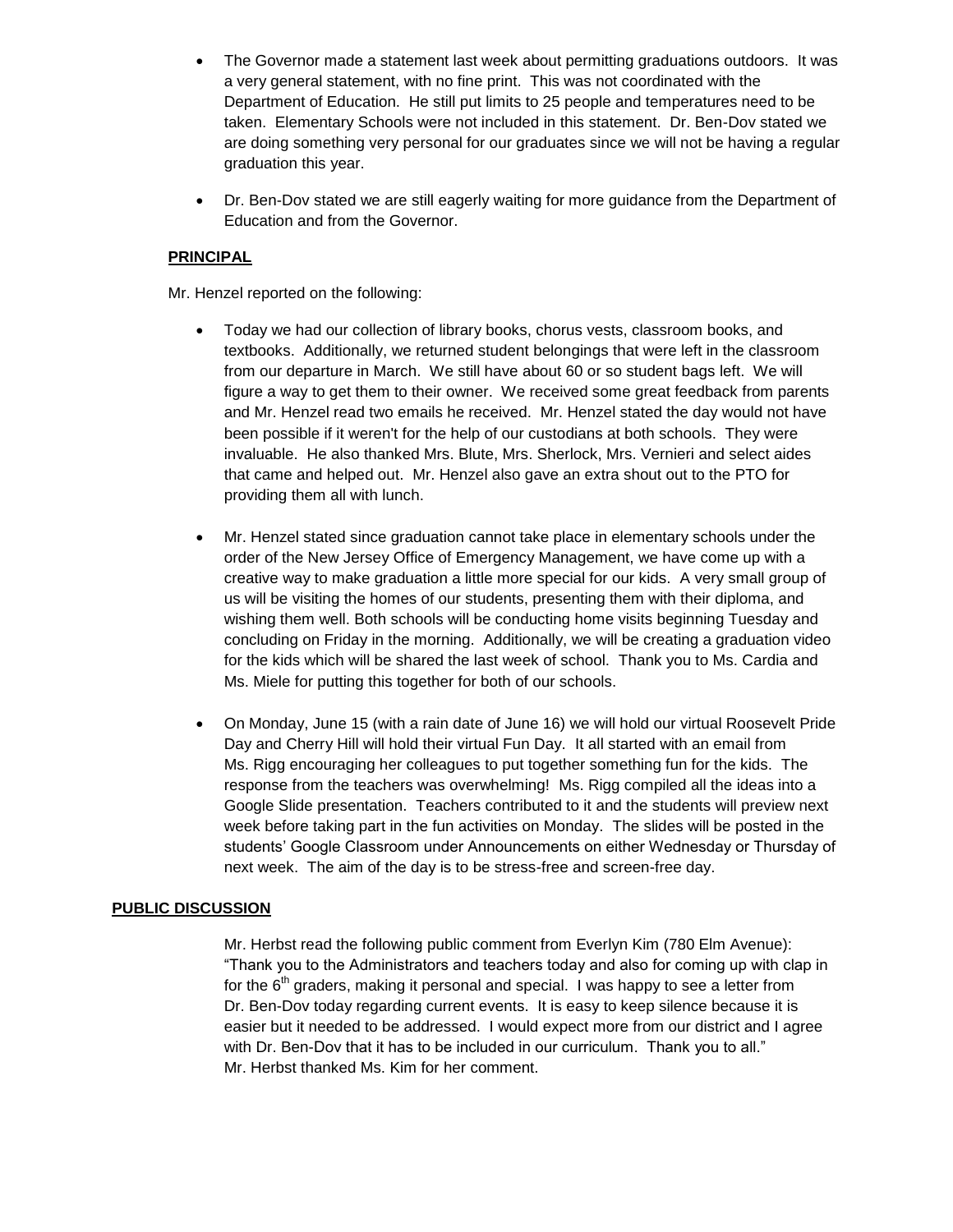- The Governor made a statement last week about permitting graduations outdoors. It was a very general statement, with no fine print. This was not coordinated with the Department of Education. He still put limits to 25 people and temperatures need to be taken. Elementary Schools were not included in this statement. Dr. Ben-Dov stated we are doing something very personal for our graduates since we will not be having a regular graduation this year.
- Dr. Ben-Dov stated we are still eagerly waiting for more guidance from the Department of Education and from the Governor.

**PRINCIPAL**

Mr. Henzel reported on the following:

- Today we had our collection of library books, chorus vests, classroom books, and textbooks. Additionally, we returned student belongings that were left in the classroom from our departure in March. We still have about 60 or so student bags left. We will figure a way to get them to their owner. We received some great feedback from parents and Mr. Henzel read two emails he received. Mr. Henzel stated the day would not have been possible if it weren't for the help of our custodians at both schools. They were invaluable. He also thanked Mrs. Blute, Mrs. Sherlock, Mrs. Vernieri and select aides that came and helped out. Mr. Henzel also gave an extra shout out to the PTO for providing them all with lunch.
- Mr. Henzel stated since graduation cannot take place in elementary schools under the order of the New Jersey Office of Emergency Management, we have come up with a creative way to make graduation a little more special for our kids. A very small group of us will be visiting the homes of our students, presenting them with their diploma, and wishing them well. Both schools will be conducting home visits beginning Tuesday and concluding on Friday in the morning. Additionally, we will be creating a graduation video for the kids which will be shared the last week of school. Thank you to Ms. Cardia and Ms. Miele for putting this together for both of our schools.
- On Monday, June 15 (with a rain date of June 16) we will hold our virtual Roosevelt Pride Day and Cherry Hill will hold their virtual Fun Day. It all started with an email from Ms. Rigg encouraging her colleagues to put together something fun for the kids. The response from the teachers was overwhelming! Ms. Rigg compiled all the ideas into a Google Slide presentation. Teachers contributed to it and the students will preview next week before taking part in the fun activities on Monday. The slides will be posted in the students' Google Classroom under Announcements on either Wednesday or Thursday of next week. The aim of the day is to be stress-free and screen-free day.

**PUBLIC DISCUSSION**

Mr. Herbst read the following public comment from Everlyn Kim (780 Elm Avenue): "Thank you to the Administrators and teachers today and also for coming up with clap in for the 6th graders, making it personal and special. I was happy to see a letter from Dr. Ben-Dov today regarding current events. It is easy to keep silence because it is easier but it needed to be addressed. I would expect more from our district and I agree with Dr. Ben-Dov that it has to be included in our curriculum. Thank you to all." Mr. Herbst thanked Ms. Kim for her comment.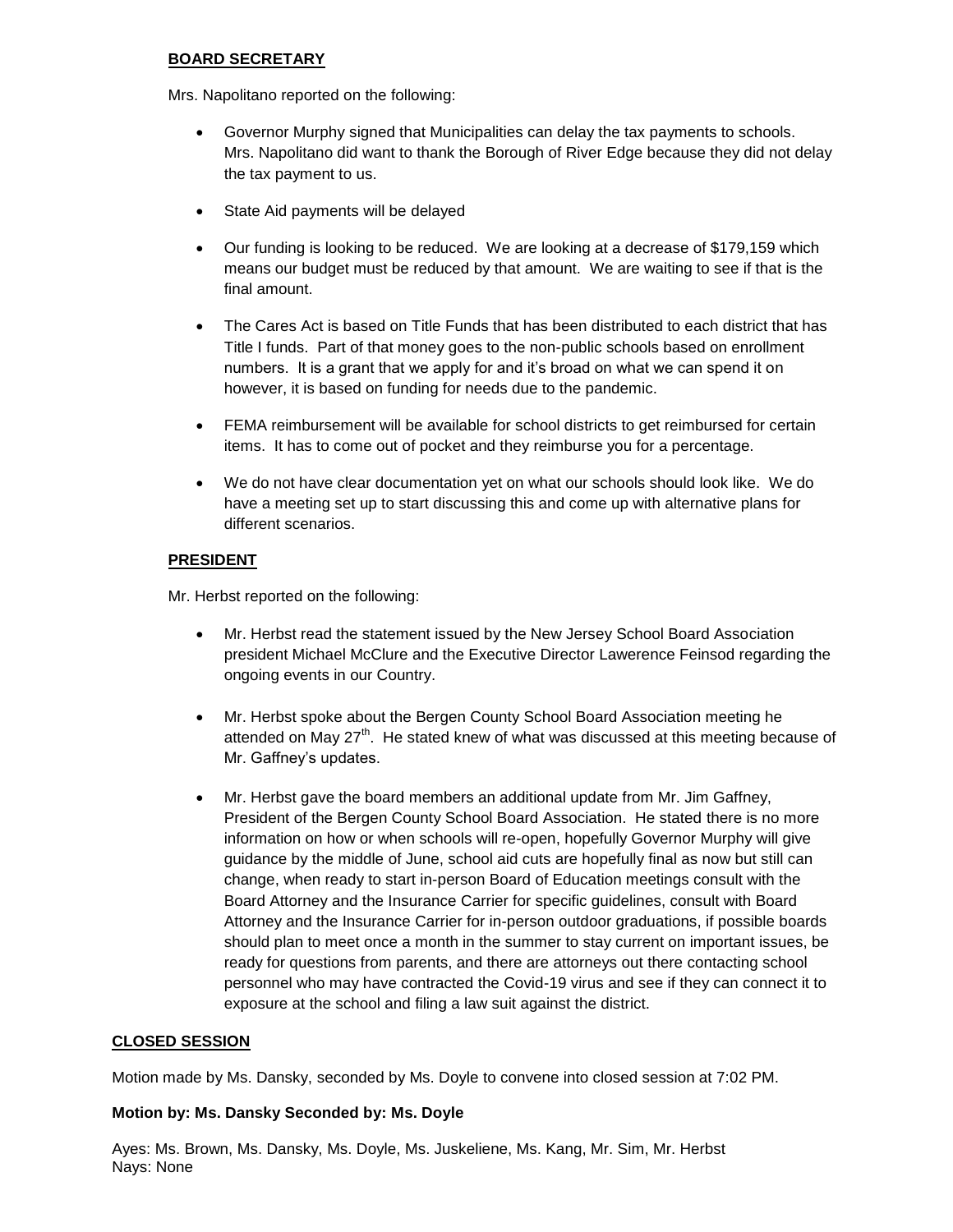**BOARD SECRETARY**

Mrs. Napolitano reported on the following:

- Governor Murphy signed that Municipalities can delay the tax payments to schools. Mrs. Napolitano did want to thank the Borough of River Edge because they did not delay the tax payment to us.
- State Aid payments will be delayed
- Our funding is looking to be reduced. We are looking at a decrease of $179,159 which means our budget must be reduced by that amount. We are waiting to see if that is the final amount.
- The Cares Act is based on Title Funds that has been distributed to each district that has Title I funds. Part of that money goes to the non-public schools based on enrollment numbers. It is a grant that we apply for and it's broad on what we can spend it on however, it is based on funding for needs due to the pandemic.
- FEMA reimbursement will be available for school districts to get reimbursed for certain items. It has to come out of pocket and they reimburse you for a percentage.
- We do not have clear documentation yet on what our schools should look like. We do have a meeting set up to start discussing this and come up with alternative plans for different scenarios.

**PRESIDENT**

Mr. Herbst reported on the following:

- Mr. Herbst read the statement issued by the New Jersey School Board Association president Michael McClure and the Executive Director Lawerence Feinsod regarding the ongoing events in our Country.
- Mr. Herbst spoke about the Bergen County School Board Association meeting he attended on May 27th. He stated knew of what was discussed at this meeting because of Mr. Gaffney's updates.
- Mr. Herbst gave the board members an additional update from Mr. Jim Gaffney, President of the Bergen County School Board Association. He stated there is no more information on how or when schools will re-open, hopefully Governor Murphy will give guidance by the middle of June, school aid cuts are hopefully final as now but still can change, when ready to start in-person Board of Education meetings consult with the Board Attorney and the Insurance Carrier for specific guidelines, consult with Board Attorney and the Insurance Carrier for in-person outdoor graduations, if possible boards should plan to meet once a month in the summer to stay current on important issues, be ready for questions from parents, and there are attorneys out there contacting school personnel who may have contracted the Covid-19 virus and see if they can connect it to exposure at the school and filing a law suit against the district.

**CLOSED SESSION**

Motion made by Ms. Dansky, seconded by Ms. Doyle to convene into closed session at 7:02 PM.

**Motion by: Ms. Dansky Seconded by: Ms. Doyle**

Ayes: Ms. Brown, Ms. Dansky, Ms. Doyle, Ms. Juskeliene, Ms. Kang, Mr. Sim, Mr. Herbst
Nays: None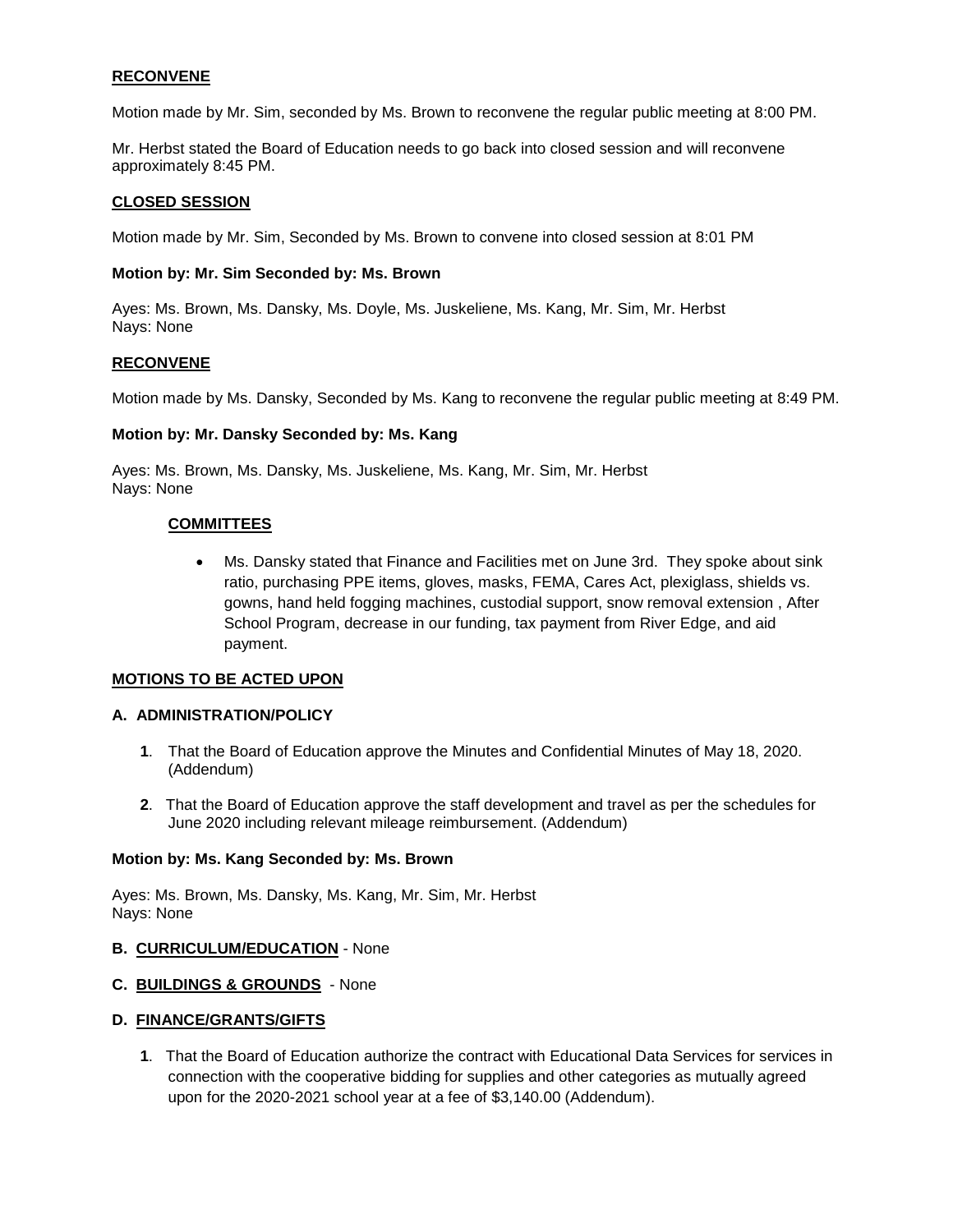**RECONVENE**

Motion made by Mr. Sim, seconded by Ms. Brown to reconvene the regular public meeting at 8:00 PM.

Mr. Herbst stated the Board of Education needs to go back into closed session and will reconvene approximately 8:45 PM.

**CLOSED SESSION**

Motion made by Mr. Sim, Seconded by Ms. Brown to convene into closed session at 8:01 PM

**Motion by: Mr. Sim Seconded by: Ms. Brown**

Ayes: Ms. Brown, Ms. Dansky, Ms. Doyle, Ms. Juskeliene, Ms. Kang, Mr. Sim, Mr. Herbst
Nays: None

**RECONVENE**

Motion made by Ms. Dansky, Seconded by Ms. Kang to reconvene the regular public meeting at 8:49 PM.

**Motion by: Mr. Dansky Seconded by: Ms. Kang**

Ayes: Ms. Brown, Ms. Dansky, Ms. Juskeliene, Ms. Kang, Mr. Sim, Mr. Herbst
Nays: None

**COMMITTEES**

- Ms. Dansky stated that Finance and Facilities met on June 3rd. They spoke about sink ratio, purchasing PPE items, gloves, masks, FEMA, Cares Act, plexiglass, shields vs. gowns, hand held fogging machines, custodial support, snow removal extension , After School Program, decrease in our funding, tax payment from River Edge, and aid payment.

**MOTIONS TO BE ACTED UPON**

**A. ADMINISTRATION/POLICY**

**1**. That the Board of Education approve the Minutes and Confidential Minutes of May 18, 2020. (Addendum)

**2**. That the Board of Education approve the staff development and travel as per the schedules for June 2020 including relevant mileage reimbursement. (Addendum)

**Motion by: Ms. Kang Seconded by: Ms. Brown**

Ayes: Ms. Brown, Ms. Dansky, Ms. Kang, Mr. Sim, Mr. Herbst
Nays: None

**B. CURRICULUM/EDUCATION** - None

**C. BUILDINGS & GROUNDS** - None

**D. FINANCE/GRANTS/GIFTS**

**1**. That the Board of Education authorize the contract with Educational Data Services for services in connection with the cooperative bidding for supplies and other categories as mutually agreed upon for the 2020-2021 school year at a fee of $3,140.00 (Addendum).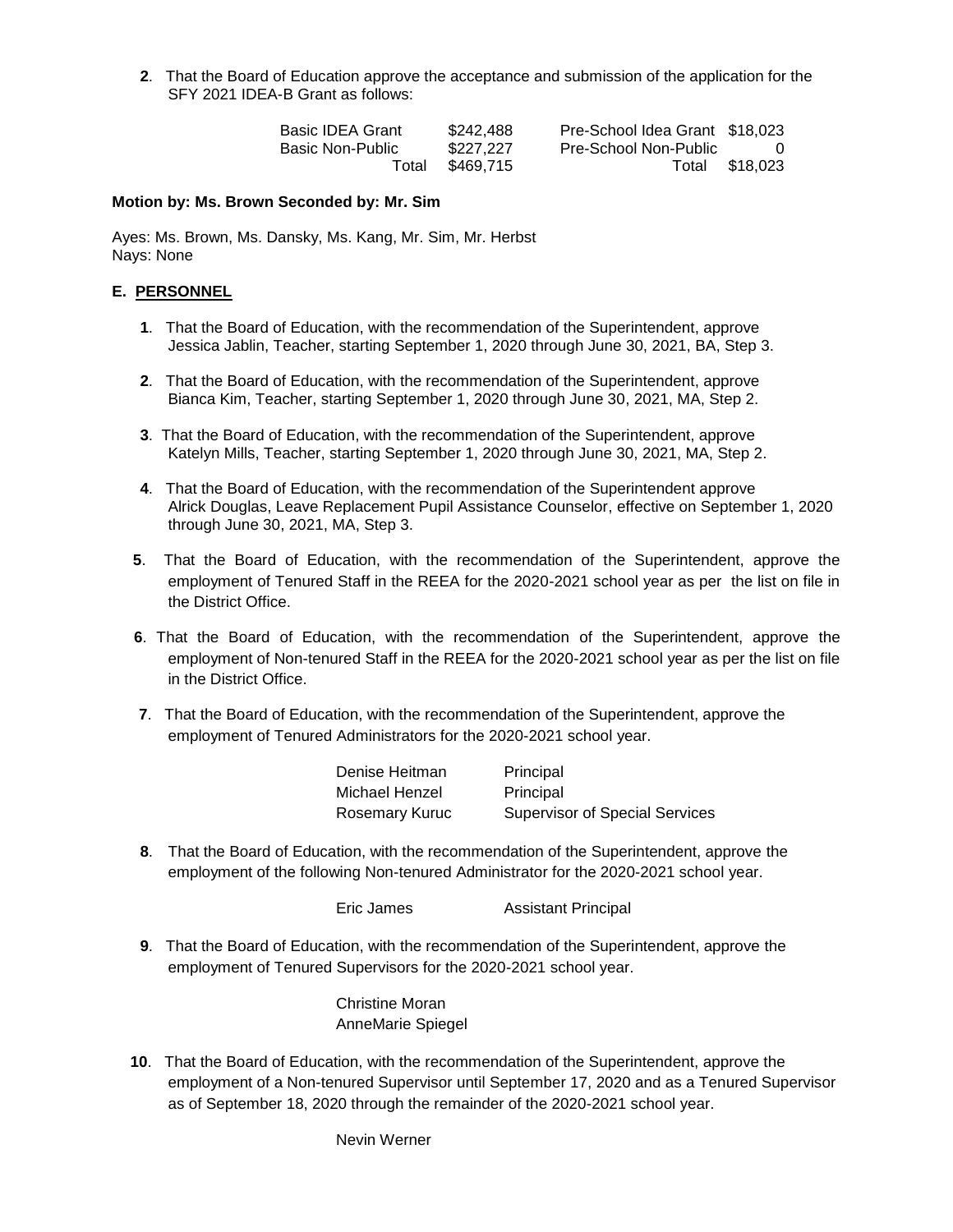**2**. That the Board of Education approve the acceptance and submission of the application for the SFY 2021 IDEA-B Grant as follows:

| | | | |
|---|---|---|---|
| Basic IDEA Grant | $242,488 | Pre-School Idea Grant | $18,023 |
| Basic Non-Public | $227,227 | Pre-School Non-Public | 0 |
| Total | $469,715 | Total | $18,023 |

**Motion by: Ms. Brown Seconded by: Mr. Sim**

Ayes: Ms. Brown, Ms. Dansky, Ms. Kang, Mr. Sim, Mr. Herbst
Nays: None

## E. PERSONNEL

**1**. That the Board of Education, with the recommendation of the Superintendent, approve Jessica Jablin, Teacher, starting September 1, 2020 through June 30, 2021, BA, Step 3.

**2**. That the Board of Education, with the recommendation of the Superintendent, approve Bianca Kim, Teacher, starting September 1, 2020 through June 30, 2021, MA, Step 2.

**3**. That the Board of Education, with the recommendation of the Superintendent, approve Katelyn Mills, Teacher, starting September 1, 2020 through June 30, 2021, MA, Step 2.

**4**. That the Board of Education, with the recommendation of the Superintendent approve Alrick Douglas, Leave Replacement Pupil Assistance Counselor, effective on September 1, 2020 through June 30, 2021, MA, Step 3.

**5**. That the Board of Education, with the recommendation of the Superintendent, approve the employment of Tenured Staff in the REEA for the 2020-2021 school year as per the list on file in the District Office.

**6**. That the Board of Education, with the recommendation of the Superintendent, approve the employment of Non-tenured Staff in the REEA for the 2020-2021 school year as per the list on file in the District Office.

**7**. That the Board of Education, with the recommendation of the Superintendent, approve the employment of Tenured Administrators for the 2020-2021 school year.

| | |
|---|---|
| Denise Heitman | Principal |
| Michael Henzel | Principal |
| Rosemary Kuruc | Supervisor of Special Services |

**8**. That the Board of Education, with the recommendation of the Superintendent, approve the employment of the following Non-tenured Administrator for the 2020-2021 school year.

Eric James Assistant Principal

**9**. That the Board of Education, with the recommendation of the Superintendent, approve the employment of Tenured Supervisors for the 2020-2021 school year.

Christine Moran
AnneMarie Spiegel

**10**. That the Board of Education, with the recommendation of the Superintendent, approve the employment of a Non-tenured Supervisor until September 17, 2020 and as a Tenured Supervisor as of September 18, 2020 through the remainder of the 2020-2021 school year.

Nevin Werner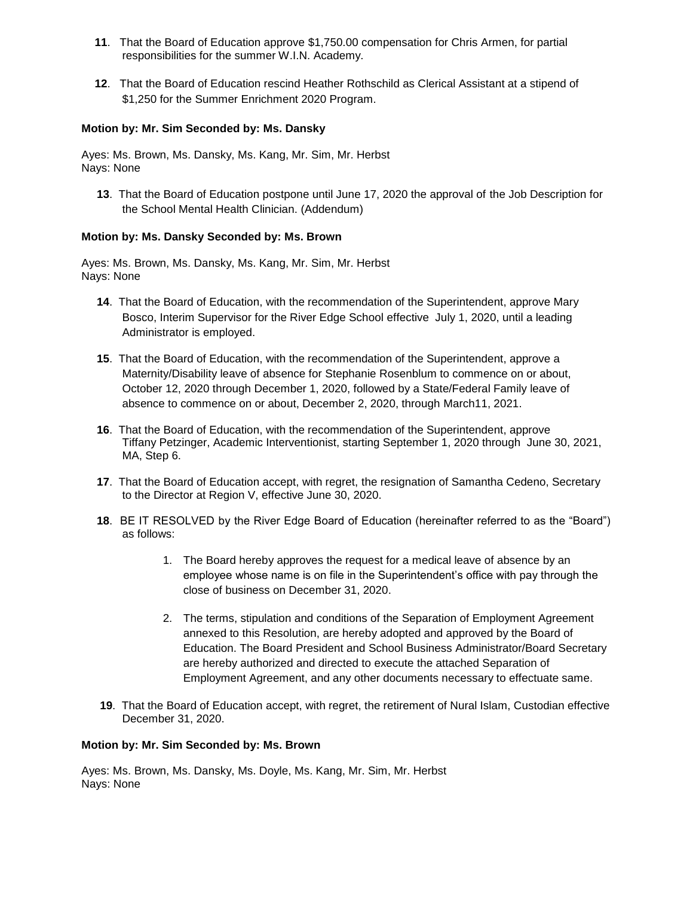**11**. That the Board of Education approve $1,750.00 compensation for Chris Armen, for partial responsibilities for the summer W.I.N. Academy.

**12**. That the Board of Education rescind Heather Rothschild as Clerical Assistant at a stipend of $1,250 for the Summer Enrichment 2020 Program.

**Motion by: Mr. Sim Seconded by: Ms. Dansky**

Ayes: Ms. Brown, Ms. Dansky, Ms. Kang, Mr. Sim, Mr. Herbst
Nays: None

**13**. That the Board of Education postpone until June 17, 2020 the approval of the Job Description for the School Mental Health Clinician. (Addendum)

**Motion by: Ms. Dansky Seconded by: Ms. Brown**

Ayes: Ms. Brown, Ms. Dansky, Ms. Kang, Mr. Sim, Mr. Herbst
Nays: None

**14**. That the Board of Education, with the recommendation of the Superintendent, approve Mary Bosco, Interim Supervisor for the River Edge School effective July 1, 2020, until a leading Administrator is employed.

**15**. That the Board of Education, with the recommendation of the Superintendent, approve a Maternity/Disability leave of absence for Stephanie Rosenblum to commence on or about, October 12, 2020 through December 1, 2020, followed by a State/Federal Family leave of absence to commence on or about, December 2, 2020, through March11, 2021.

**16**. That the Board of Education, with the recommendation of the Superintendent, approve Tiffany Petzinger, Academic Interventionist, starting September 1, 2020 through June 30, 2021, MA, Step 6.

**17**. That the Board of Education accept, with regret, the resignation of Samantha Cedeno, Secretary to the Director at Region V, effective June 30, 2020.

**18**. BE IT RESOLVED by the River Edge Board of Education (hereinafter referred to as the "Board") as follows:

1. The Board hereby approves the request for a medical leave of absence by an employee whose name is on file in the Superintendent's office with pay through the close of business on December 31, 2020.
2. The terms, stipulation and conditions of the Separation of Employment Agreement annexed to this Resolution, are hereby adopted and approved by the Board of Education. The Board President and School Business Administrator/Board Secretary are hereby authorized and directed to execute the attached Separation of Employment Agreement, and any other documents necessary to effectuate same.

**19**. That the Board of Education accept, with regret, the retirement of Nural Islam, Custodian effective December 31, 2020.

**Motion by: Mr. Sim Seconded by: Ms. Brown**

Ayes: Ms. Brown, Ms. Dansky, Ms. Doyle, Ms. Kang, Mr. Sim, Mr. Herbst
Nays: None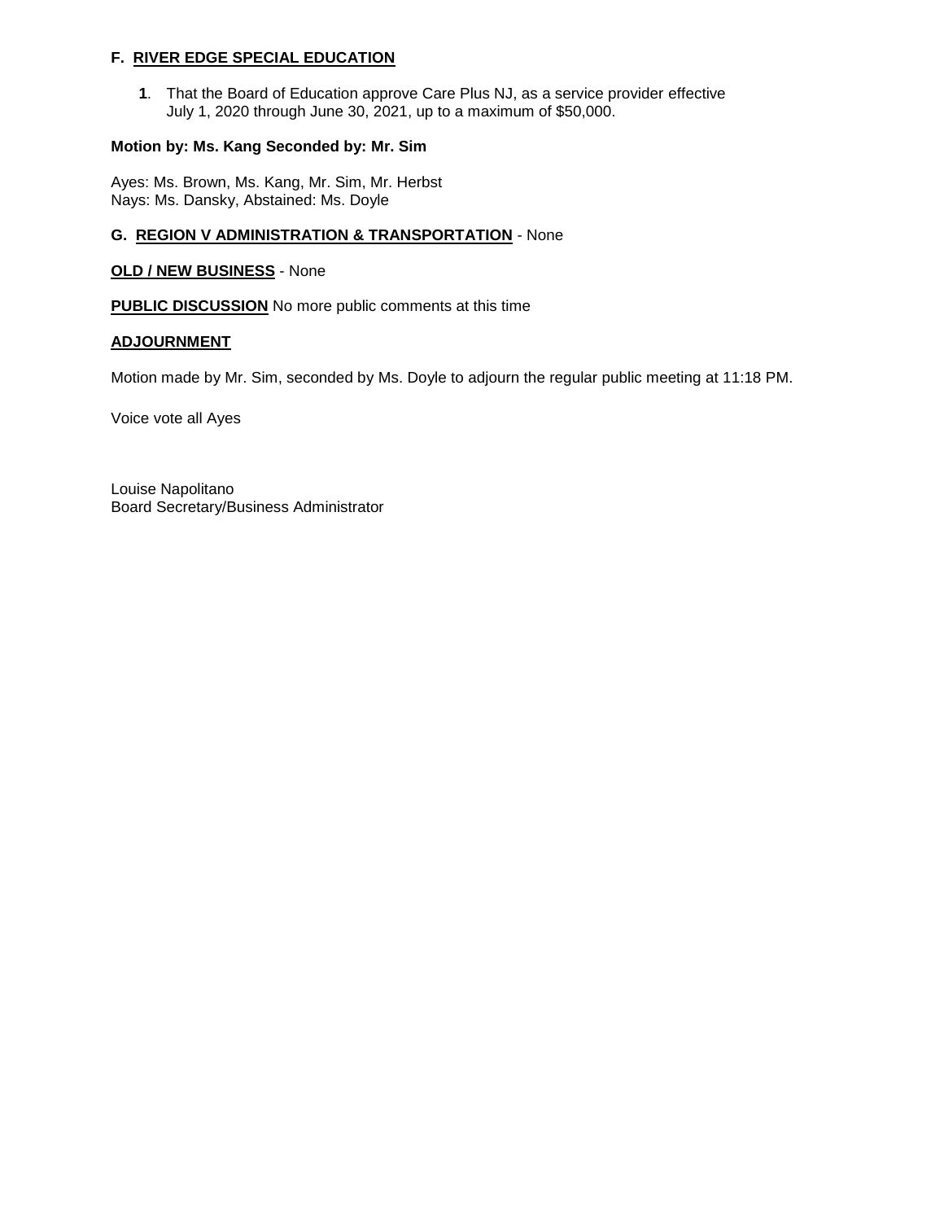**F. <u>RIVER EDGE SPECIAL EDUCATION</u>**

**1**. That the Board of Education approve Care Plus NJ, as a service provider effective July 1, 2020 through June 30, 2021, up to a maximum of $50,000.

**Motion by: Ms. Kang Seconded by: Mr. Sim**

Ayes: Ms. Brown, Ms. Kang, Mr. Sim, Mr. Herbst
Nays: Ms. Dansky, Abstained: Ms. Doyle

**G. <u>REGION V ADMINISTRATION & TRANSPORTATION</u>** - None

**<u>OLD / NEW BUSINESS</u>** - None

**<u>PUBLIC DISCUSSION</u>** No more public comments at this time

**<u>ADJOURNMENT</u>**

Motion made by Mr. Sim, seconded by Ms. Doyle to adjourn the regular public meeting at 11:18 PM.

Voice vote all Ayes

Louise Napolitano
Board Secretary/Business Administrator